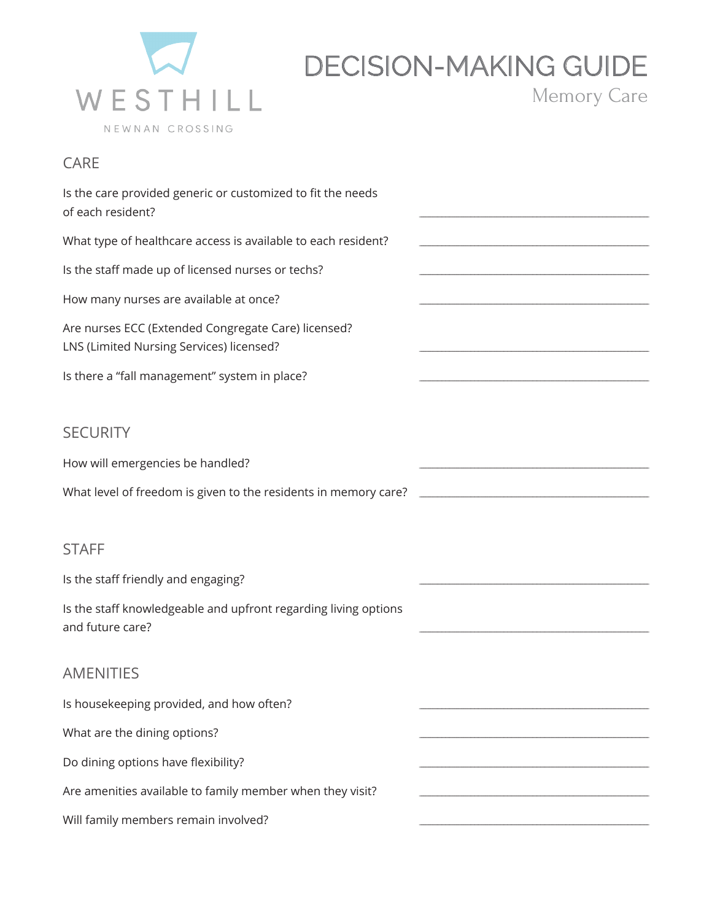WESTHILL

NEWNAN CROSSING

# DECISION-MAKING GUIDE

## Memory Care

## CARE

Is the care provided generic or customized to fit the needs of each resident? ______________________________

What type of healthcare access is available to each resident? ______________________________

Is the staff made up of licensed nurses or techs? ______________________________

How many nurses are available at once? ______________________________

Are nurses ECC (Extended Congregate Care) licensed? LNS (Limited Nursing Services) licensed? ______________________________

Is there a “fall management” system in place? ______________________________

## SECURITY

How will emergencies be handled? ______________________________

What level of freedom is given to the residents in memory care? ______________________________

## STAFF

Is the staff friendly and engaging? ______________________________

Is the staff knowledgeable and upfront regarding living options and future care? ______________________________

## AMENITIES

Is housekeeping provided, and how often? ______________________________

What are the dining options? ______________________________

Do dining options have flexibility? ______________________________

Are amenities available to family member when they visit? ______________________________

Will family members remain involved? ______________________________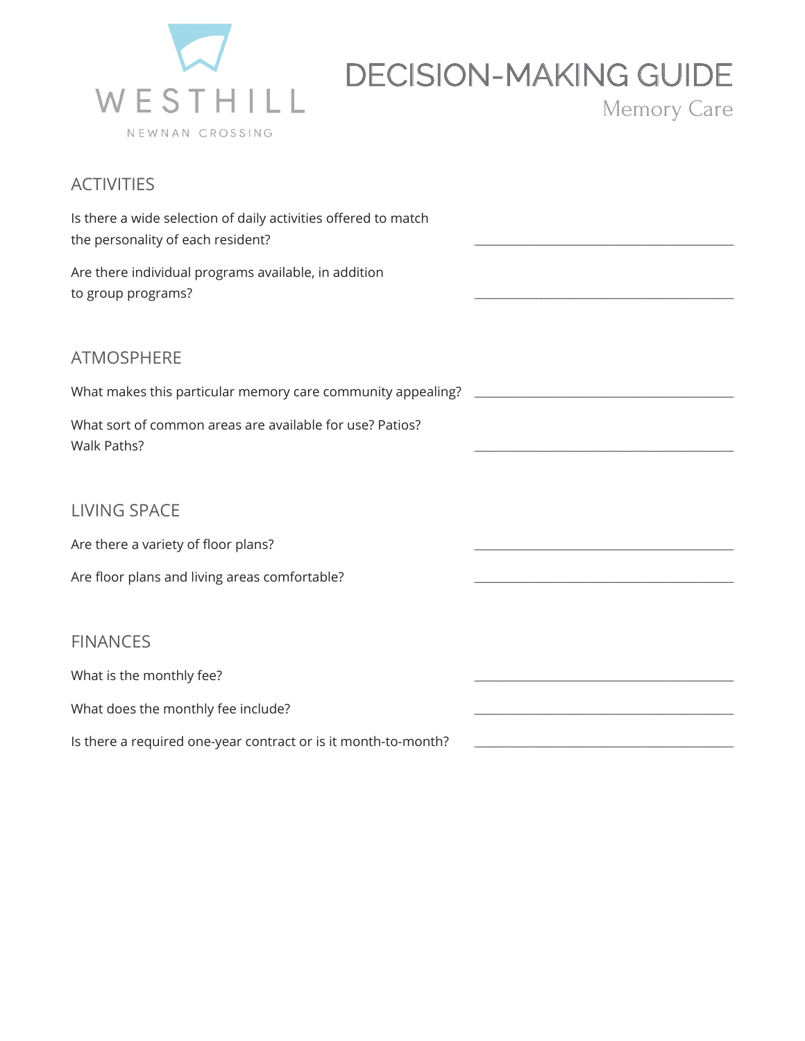WESTHILL

NEWNAN CROSSING

# DECISION-MAKING GUIDE

Memory Care

## ACTIVITIES

Is there a wide selection of daily activities offered to match the personality of each resident? ____________________

Are there individual programs available, in addition to group programs? ____________________

## ATMOSPHERE

What makes this particular memory care community appealing? ____________________

What sort of common areas are available for use? Patios? Walk Paths? ____________________

## LIVING SPACE

Are there a variety of floor plans? ____________________

Are floor plans and living areas comfortable? ____________________

## FINANCES

What is the monthly fee? ____________________

What does the monthly fee include? ____________________

Is there a required one-year contract or is it month-to-month? ____________________